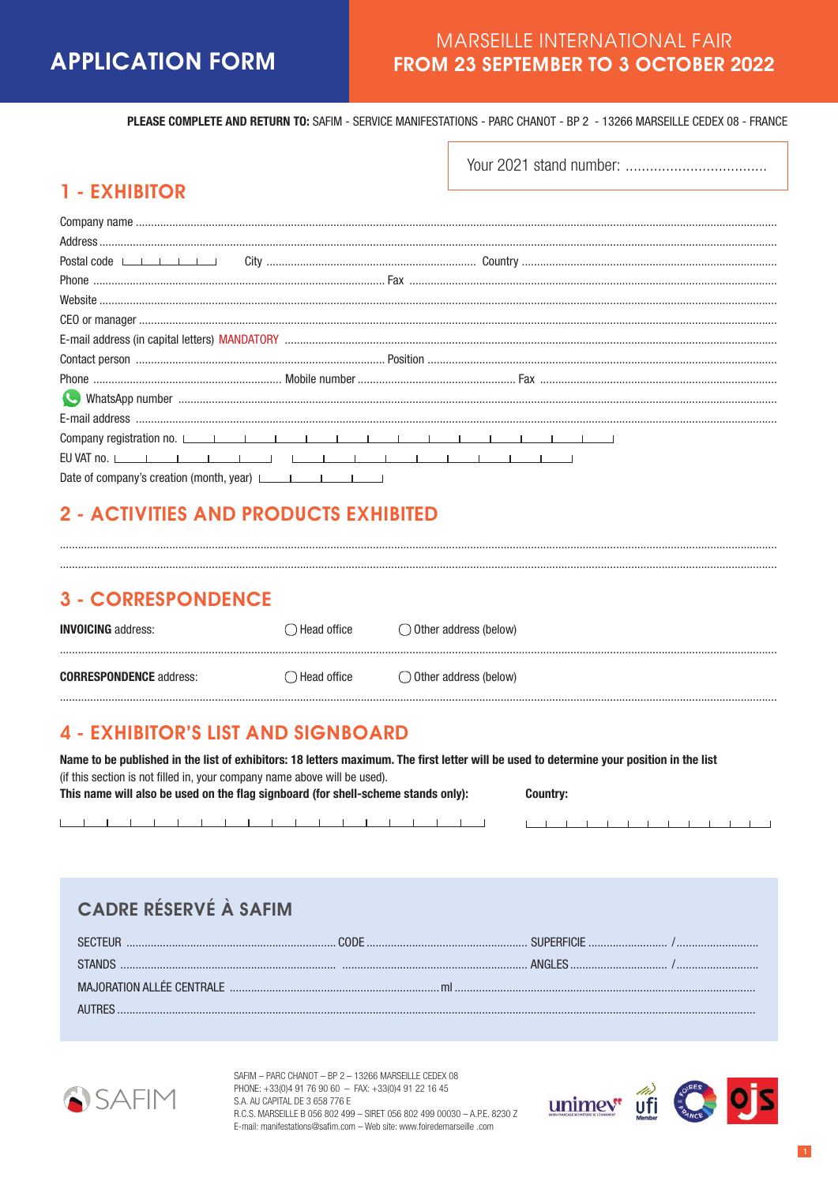# APPLICATION FORM

## MARSEILLE INTERNATIONAL FAIR
## FROM 23 SEPTEMBER TO 3 OCTOBER 2022

**PLEASE COMPLETE AND RETURN TO:** SAFIM - SERVICE MANIFESTATIONS - PARC CHANOT - BP 2 - 13266 MARSEILLE CEDEX 08 - FRANCE

Your 2021 stand number: ...................................

## 1 - EXHIBITOR

Company name ..........................................................................................................................................

Address ..........................................................................................................................................

Postal code |_|_|_|_|_| City .................................................... Country ....................................................

Phone .................................................... Fax ....................................................

Website ..........................................................................................................................................

CEO or manager ..........................................................................................................................................

E-mail address (in capital letters) MANDATORY ..........................................................................................................................................

Contact person .................................................... Position ....................................................

Phone .................................................... Mobile number .................................................... Fax ....................................................

WhatsApp number ..........................................................................................................................................

E-mail address ..........................................................................................................................................

Company registration no. |_|_|_|_|_|_|_|_|_|_|_|_|_|_|

EU VAT no. |_|_|_|_|_| |_|_|_|_|_|_|_|_|_|

Date of company's creation (month, year) |_|_|_|_|

## 2 - ACTIVITIES AND PRODUCTS EXHIBITED

..........................................................................................................................................

..........................................................................................................................................

## 3 - CORRESPONDENCE

**INVOICING** address: ◯ Head office ◯ Other address (below)

..........................................................................................................................................

**CORRESPONDENCE** address: ◯ Head office ◯ Other address (below)

..........................................................................................................................................

## 4 - EXHIBITOR'S LIST AND SIGNBOARD

**Name to be published in the list of exhibitors: 18 letters maximum. The first letter will be used to determine your position in the list**
(if this section is not filled in, your company name above will be used).
**This name will also be used on the flag signboard (for shell-scheme stands only):** **Country:**

|_|_|_|_|_|_|_|_|_|_|_|_|_|_|_|_|_|_| |_|_|_|_|_|_|_|_|_|_|_|_|

## CADRE RÉSERVÉ À SAFIM

SECTEUR .................................................... CODE .................................................... SUPERFICIE ....................... /.......................

STANDS .................................................... .................................................... ANGLES ....................... /.......................

MAJORATION ALLÉE CENTRALE .................................................... ml ....................................................

AUTRES ..........................................................................................................................................

SAFIM

SAFIM – PARC CHANOT – BP 2 – 13266 MARSEILLE CEDEX 08
PHONE: +33(0)4 91 76 90 60 – FAX: +33(0)4 91 22 16 45
S.A. AU CAPITAL DE 3 658 776 E
R.C.S. MARSEILLE B 056 802 499 – SIRET 056 802 499 00030 – A.P.E. 8230 Z
E-mail: manifestations@safim.com – Web site: www.foiredemarseille .com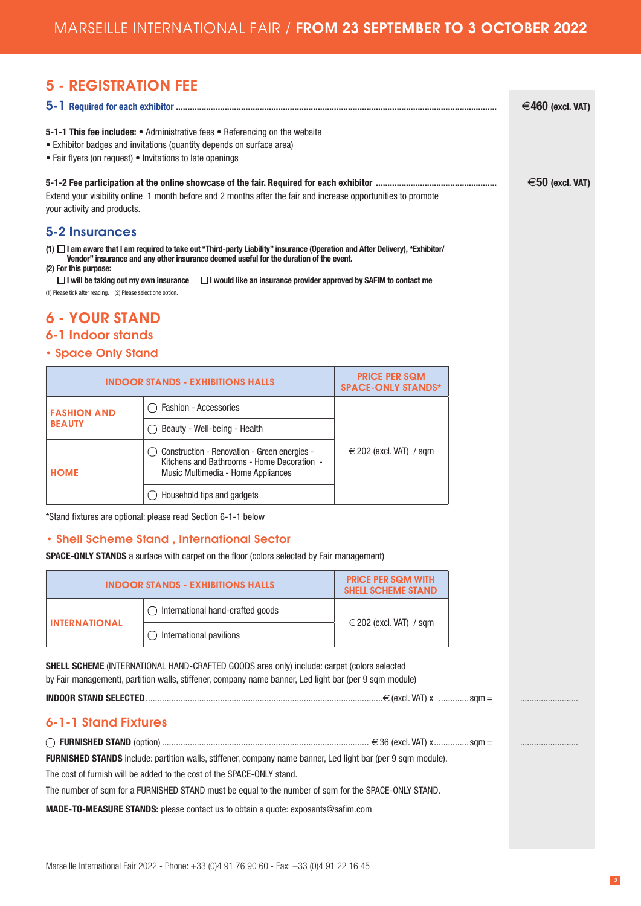# 5 - REGISTRATION FEE

## 5-1 Required for each exhibitor ........................................................................................................ €460 (excl. VAT)

**5-1-1 This fee includes:** • Administrative fees • Referencing on the website
• Exhibitor badges and invitations (quantity depends on surface area)
• Fair flyers (on request) • Invitations to late openings

**5-1-2 Fee participation at the online showcase of the fair. Required for each exhibitor** ........................................ **€50 (excl. VAT)**
Extend your visibility online 1 month before and 2 months after the fair and increase opportunities to promote your activity and products.

## 5-2 Insurances

**(1) ☐ I am aware that I am required to take out "Third-party Liability" insurance (Operation and After Delivery), "Exhibitor/ Vendor" insurance and any other insurance deemed useful for the duration of the event.**
**(2) For this purpose:**
**☐ I will be taking out my own insurance** **☐ I would like an insurance provider approved by SAFIM to contact me**

(1) Please tick after reading. (2) Please select one option.

# 6 - YOUR STAND

## 6-1 Indoor stands

### • Space Only Stand

| INDOOR STANDS - EXHIBITIONS HALLS | | PRICE PER SQM SPACE-ONLY STANDS* |
|---|---|---|
| FASHION AND BEAUTY | ◯ Fashion - Accessories | € 202 (excl. VAT) / sqm |
| | ◯ Beauty - Well-being - Health | |
| HOME | ◯ Construction - Renovation - Green energies - Kitchens and Bathrooms - Home Decoration - Music Multimedia - Home Appliances | |
| | ◯ Household tips and gadgets | |

*Stand fixtures are optional: please read Section 6-1-1 below

### • Shell Scheme Stand , International Sector

**SPACE-ONLY STANDS** a surface with carpet on the floor (colors selected by Fair management)

| INDOOR STANDS - EXHIBITIONS HALLS | | PRICE PER SQM WITH SHELL SCHEME STAND |
|---|---|---|
| INTERNATIONAL | ◯ International hand-crafted goods | € 202 (excl. VAT) / sqm |
| | ◯ International pavilions | |

**SHELL SCHEME** (INTERNATIONAL HAND-CRAFTED GOODS area only) include: carpet (colors selected by Fair management), partition walls, stiffener, company name banner, Led light bar (per 9 sqm module)

**INDOOR STAND SELECTED** ........................................................................................€ (excl. VAT) x ............. sqm = .........................

## 6-1-1 Stand Fixtures

◯ **FURNISHED STAND** (option) ........................................................................................ € 36 (excl. VAT) x............... sqm = .........................

**FURNISHED STANDS** include: partition walls, stiffener, company name banner, Led light bar (per 9 sqm module).

The cost of furnish will be added to the cost of the SPACE-ONLY stand.

The number of sqm for a FURNISHED STAND must be equal to the number of sqm for the SPACE-ONLY stand.

**MADE-TO-MEASURE STANDS:** please contact us to obtain a quote: exposants@safim.com

Marseille International Fair 2022 - Phone: +33 (0)4 91 76 90 60 - Fax: +33 (0)4 91 22 16 45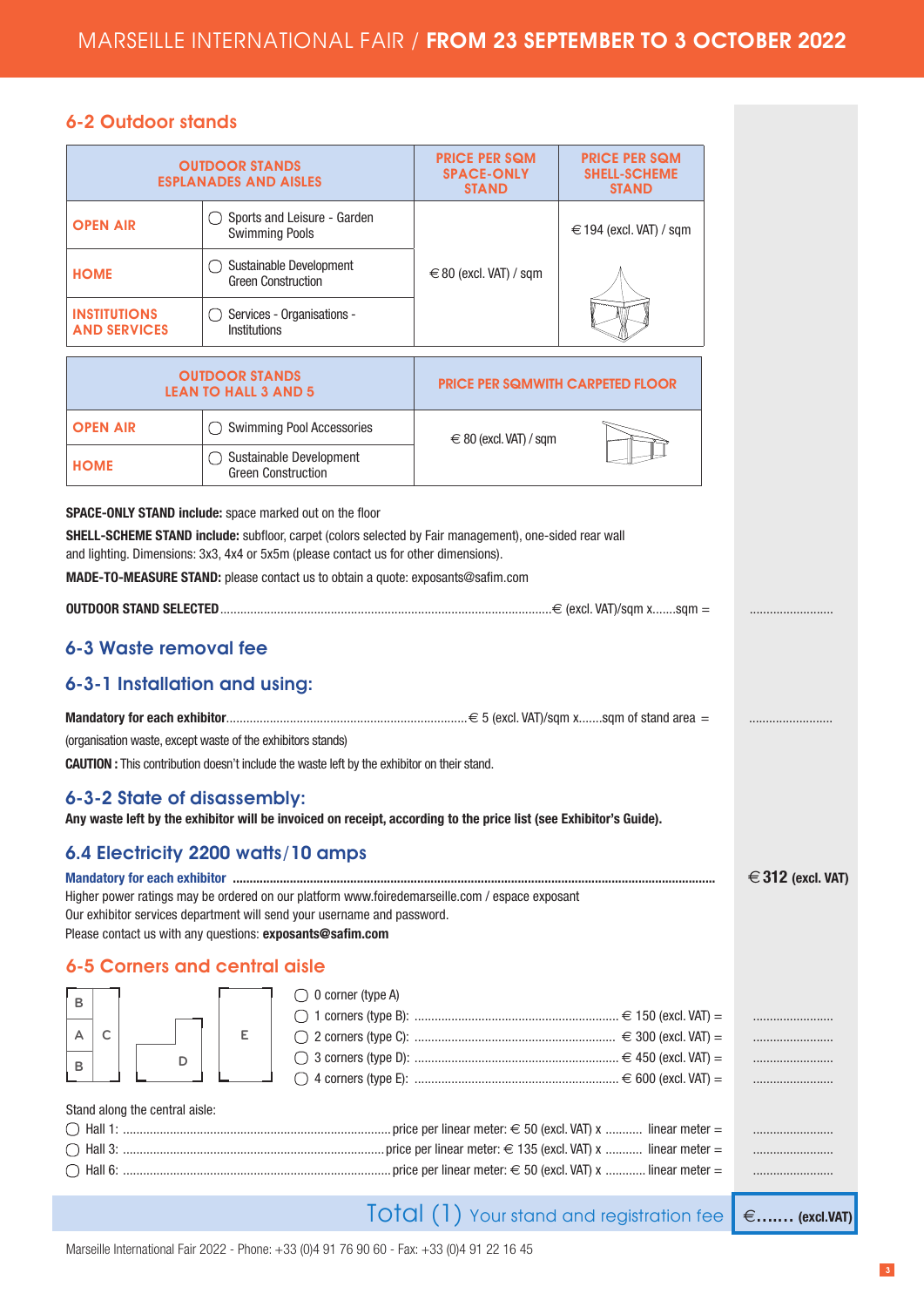## 6-2 Outdoor stands

| OUTDOOR STANDS ESPLANADES AND AISLES | | PRICE PER SQM SPACE-ONLY STAND | PRICE PER SQM SHELL-SCHEME STAND |
|---|---|---|---|
| OPEN AIR | ◯ Sports and Leisure - Garden Swimming Pools | € 80 (excl. VAT) / sqm | € 194 (excl. VAT) / sqm |
| HOME | ◯ Sustainable Development Green Construction | | |
| INSTITUTIONS AND SERVICES | ◯ Services - Organisations - Institutions | | |

| OUTDOOR STANDS LEAN TO HALL 3 AND 5 | | PRICE PER SQMWITH CARPETED FLOOR |
|---|---|---|
| OPEN AIR | ◯ Swimming Pool Accessories | € 80 (excl. VAT) / sqm |
| HOME | ◯ Sustainable Development Green Construction | |

**SPACE-ONLY STAND include:** space marked out on the floor

**SHELL-SCHEME STAND include:** subfloor, carpet (colors selected by Fair management), one-sided rear wall and lighting. Dimensions: 3x3, 4x4 or 5x5m (please contact us for other dimensions).

**MADE-TO-MEASURE STAND:** please contact us to obtain a quote: exposants@safim.com

**OUTDOOR STAND SELECTED**....................€ (excl. VAT)/sqm x.......sqm = ........................

## 6-3 Waste removal fee

### 6-3-1 Installation and using:

**Mandatory for each exhibitor**....................€ 5 (excl. VAT)/sqm x.......sqm of stand area = ........................

(organisation waste, except waste of the exhibitors stands)

**CAUTION :** This contribution doesn't include the waste left by the exhibitor on their stand.

### 6-3-2 State of disassembly:

**Any waste left by the exhibitor will be invoiced on receipt, according to the price list (see Exhibitor's Guide).**

## 6.4 Electricity 2200 watts/10 amps

**Mandatory for each exhibitor** .................... **€ 312 (excl. VAT)**

Higher power ratings may be ordered on our platform www.foiredemarseille.com / espace exposant

Our exhibitor services department will send your username and password.

Please contact us with any questions: **exposants@safim.com**

## 6-5 Corners and central aisle

- ◯ 0 corner (type A)
- ◯ 1 corners (type B): .................... € 150 (excl. VAT) = ........................
- ◯ 2 corners (type C): .................... € 300 (excl. VAT) = ........................
- ◯ 3 corners (type D): .................... € 450 (excl. VAT) = ........................
- ◯ 4 corners (type E): .................... € 600 (excl. VAT) = ........................

Stand along the central aisle:

- ◯ Hall 1: ....................price per linear meter: € 50 (excl. VAT) x ........... linear meter = ........................
- ◯ Hall 3: ....................price per linear meter: € 135 (excl. VAT) x ........... linear meter = ........................
- ◯ Hall 6: ....................price per linear meter: € 50 (excl. VAT) x ........... linear meter = ........................

**Total (1)** Your stand and registration fee **€....... (excl.VAT)**

Marseille International Fair 2022 - Phone: +33 (0)4 91 76 90 60 - Fax: +33 (0)4 91 22 16 45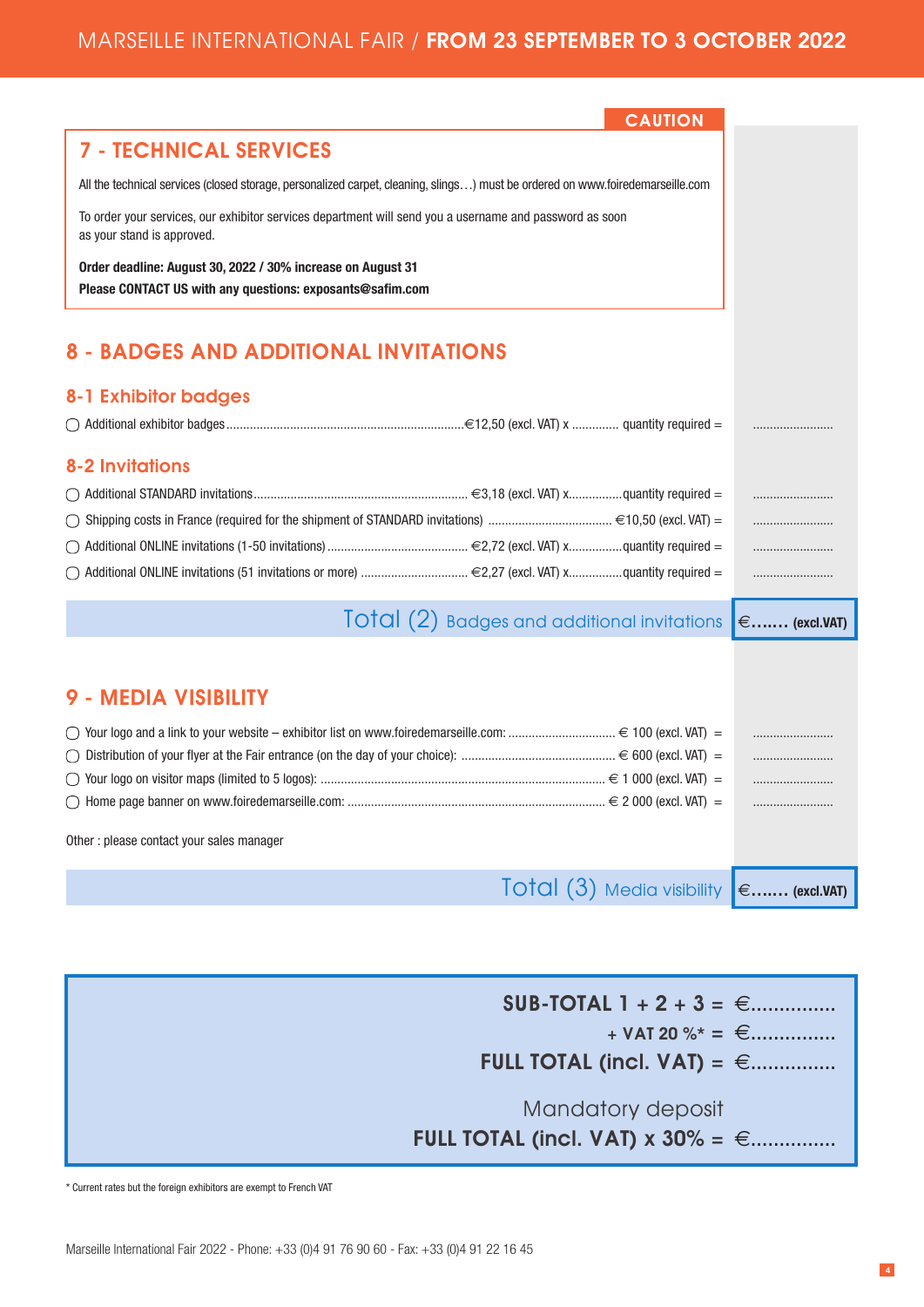CAUTION

## 7 - TECHNICAL SERVICES

All the technical services (closed storage, personalized carpet, cleaning, slings…) must be ordered on www.foiredemarseille.com

To order your services, our exhibitor services department will send you a username and password as soon as your stand is approved.

**Order deadline: August 30, 2022 / 30% increase on August 31**
**Please CONTACT US with any questions: exposants@safim.com**

## 8 - BADGES AND ADDITIONAL INVITATIONS

### 8-1 Exhibitor badges

◯ Additional exhibitor badges....................................................................€12,50 (excl. VAT) x ............. quantity required = ........................

### 8-2 Invitations

◯ Additional STANDARD invitations............................................................... €3,18 (excl. VAT) x................quantity required = ........................

◯ Shipping costs in France (required for the shipment of STANDARD invitations) .................................... €10,50 (excl. VAT) = ........................

◯ Additional ONLINE invitations (1-50 invitations) .......................................... €2,72 (excl. VAT) x................quantity required = ........................

◯ Additional ONLINE invitations (51 invitations or more) ................................ €2,27 (excl. VAT) x................quantity required = ........................

**Total (2)** Badges and additional invitations | €....... (excl.VAT)

## 9 - MEDIA VISIBILITY

◯ Your logo and a link to your website – exhibitor list on www.foiredemarseille.com: ............................... € 100 (excl. VAT) = ........................

◯ Distribution of your flyer at the Fair entrance (on the day of your choice): ............................................. € 600 (excl. VAT) = ........................

◯ Your logo on visitor maps (limited to 5 logos): .................................................................................... € 1 000 (excl. VAT) = ........................

◯ Home page banner on www.foiredemarseille.com: ........................................................................... € 2 000 (excl. VAT) = ........................

Other : please contact your sales manager

**Total (3)** Media visibility | €....... (excl.VAT)

**SUB-TOTAL 1 + 2 + 3 = €..............**

**+ VAT 20 %* = €...............**

**FULL TOTAL (incl. VAT) = €..............**

Mandatory deposit

**FULL TOTAL (incl. VAT) x 30% = €..............**

\* Current rates but the foreign exhibitors are exempt to French VAT

Marseille International Fair 2022 - Phone: +33 (0)4 91 76 90 60 - Fax: +33 (0)4 91 22 16 45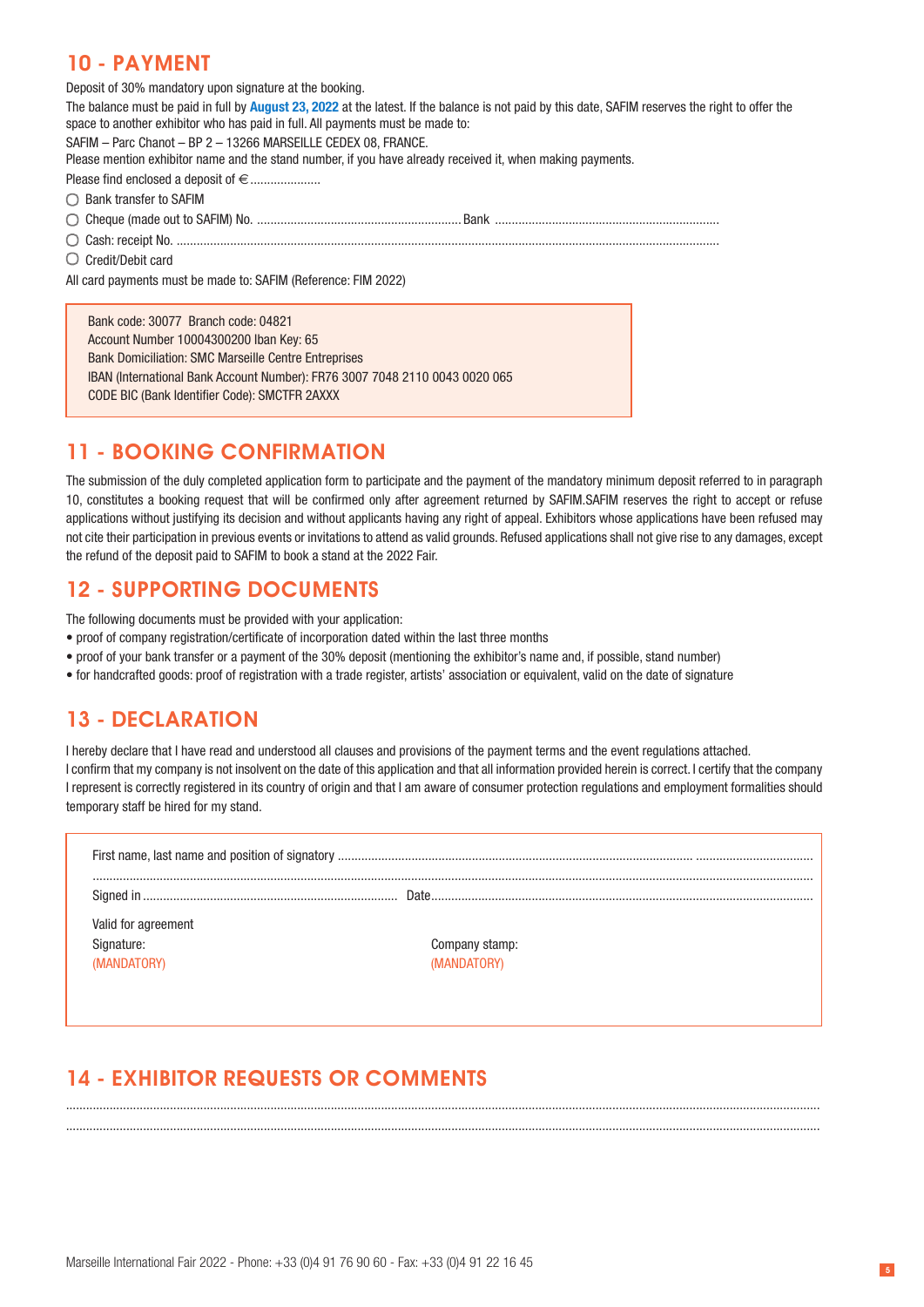## 10 - PAYMENT

Deposit of 30% mandatory upon signature at the booking.

The balance must be paid in full by **August 23, 2022** at the latest. If the balance is not paid by this date, SAFIM reserves the right to offer the space to another exhibitor who has paid in full. All payments must be made to:

SAFIM – Parc Chanot – BP 2 – 13266 MARSEILLE CEDEX 08, FRANCE.

Please mention exhibitor name and the stand number, if you have already received it, when making payments.

Please find enclosed a deposit of € .....................

- ◯ Bank transfer to SAFIM
- ◯ Cheque (made out to SAFIM) No. ............................................................ Bank ..................................................................
- ◯ Cash: receipt No. ....................................................................................................................................................................
- ◯ Credit/Debit card

All card payments must be made to: SAFIM (Reference: FIM 2022)

> Bank code: 30077 Branch code: 04821
> Account Number 10004300200 Iban Key: 65
> Bank Domiciliation: SMC Marseille Centre Entreprises
> IBAN (International Bank Account Number): FR76 3007 7048 2110 0043 0020 065
> CODE BIC (Bank Identifier Code): SMCTFR 2AXXX

## 11 - BOOKING CONFIRMATION

The submission of the duly completed application form to participate and the payment of the mandatory minimum deposit referred to in paragraph 10, constitutes a booking request that will be confirmed only after agreement returned by SAFIM.SAFIM reserves the right to accept or refuse applications without justifying its decision and without applicants having any right of appeal. Exhibitors whose applications have been refused may not cite their participation in previous events or invitations to attend as valid grounds. Refused applications shall not give rise to any damages, except the refund of the deposit paid to SAFIM to book a stand at the 2022 Fair.

## 12 - SUPPORTING DOCUMENTS

The following documents must be provided with your application:

- proof of company registration/certificate of incorporation dated within the last three months
- proof of your bank transfer or a payment of the 30% deposit (mentioning the exhibitor's name and, if possible, stand number)
- for handcrafted goods: proof of registration with a trade register, artists' association or equivalent, valid on the date of signature

## 13 - DECLARATION

I hereby declare that I have read and understood all clauses and provisions of the payment terms and the event regulations attached.
I confirm that my company is not insolvent on the date of this application and that all information provided herein is correct. I certify that the company I represent is correctly registered in its country of origin and that I am aware of consumer protection regulations and employment formalities should temporary staff be hired for my stand.

First name, last name and position of signatory ......................................................................................................................................

..........................................................................................................................................................................................................

Signed in ........................................................................... Date...................................................................................................

Valid for agreement

Signature:
(MANDATORY)

Company stamp:
(MANDATORY)

## 14 - EXHIBITOR REQUESTS OR COMMENTS

..........................................................................................................................................................................................................

..........................................................................................................................................................................................................

Marseille International Fair 2022 - Phone: +33 (0)4 91 76 90 60 - Fax: +33 (0)4 91 22 16 45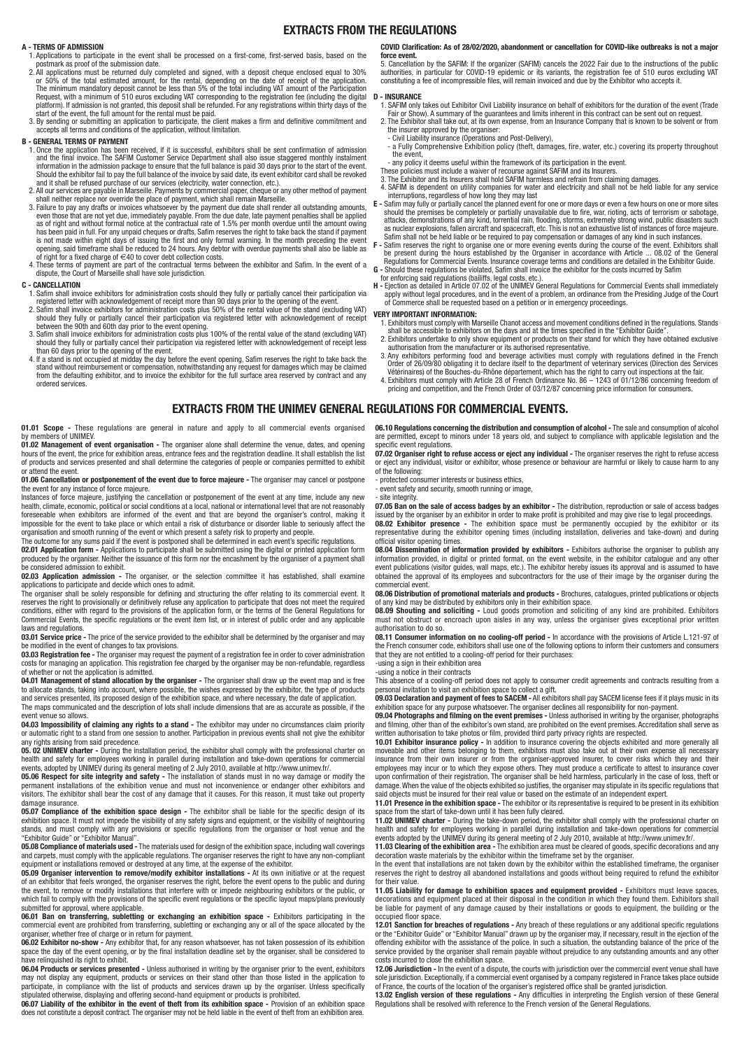# EXTRACTS FROM THE REGULATIONS

## A - TERMS OF ADMISSION

1. Applications to participate in the event shall be processed on a first-come, first-served basis, based on the postmark as proof of the submission date.
2. All applications must be returned duly completed and signed, with a deposit cheque enclosed equal to 30% or 50% of the total estimated amount, for the rental, depending on the date of receipt of the application. The minimum mandatory deposit cannot be less than 5% of the total including VAT amount of the Participation Request, with a minimum of 510 euros excluding VAT corresponding to the registration fee (including the digital platform). If admission is not granted, this deposit shall be refunded. For any registrations within thirty days of the start of the event, the full amount for the rental must be paid.
3. By sending or submitting an application to participate, the client makes a firm and definitive commitment and accepts all terms and conditions of the application, without limitation.

## B - GENERAL TERMS OF PAYMENT

1. Once the application has been received, if it is successful, exhibitors shall be sent confirmation of admission and the final invoice. The SAFIM Customer Service Department shall also issue staggered monthly instalment information in the admission package to ensure that the full balance is paid 30 days prior to the start of the event. Should the exhibitor fail to pay the full balance of the invoice by said date, its event exhibitor card shall be revoked and it shall be refused purchase of our services (electricity, water connection, etc.).
2. All our services are payable in Marseille. Payments by commercial paper, cheque or any other method of payment shall neither replace nor override the place of payment, which shall remain Marseille.
3. Failure to pay any drafts or invoices whatsoever by the payment due date shall render all outstanding amounts, even those that are not yet due, immediately payable. From the due date, late payment penalties shall be applied as of right and without formal notice at the contractual rate of 1.5% per month overdue until the amount owing has been paid in full. For any unpaid cheques or drafts, Safim reserves the right to take back the stand if payment is not made within eight days of issuing the first and only formal warning. In the month preceding the event opening, said timeframe shall be reduced to 24 hours. Any debtor with overdue payments shall also be liable as of right for a fixed charge of €40 to cover debt collection costs.
4. These terms of payment are part of the contractual terms between the exhibitor and Safim. In the event of a dispute, the Court of Marseille shall have sole jurisdiction.

## C - CANCELLATION

1. Safim shall invoice exhibitors for administration costs should they fully or partially cancel their participation via registered letter with acknowledgement of receipt more than 90 days prior to the opening of the event.
2. Safim shall invoice exhibitors for administration costs plus 50% of the rental value of the stand (excluding VAT) should they fully or partially cancel their participation via registered letter with acknowledgement of receipt between the 90th and 60th day prior to the event opening.
3. Safim shall invoice exhibitors for administration costs plus 100% of the rental value of the stand (excluding VAT) should they fully or partially cancel their participation via registered letter with acknowledgement of receipt less than 60 days prior to the opening of the event.
4. If a stand is not occupied at midday the day before the event opening, Safim reserves the right to take back the stand without reimbursement or compensation, notwithstanding any request for damages which may be claimed from the defaulting exhibitor, and to invoice the exhibitor for the full sum reserved by contract and any ordered services.

**COVID Clarification: As of 28/02/2020, abandonment or cancellation for COVID-like outbreaks is not a major force event.**

5. Cancellation by the SAFIM: If the organizer (SAFIM) cancels the 2022 Fair due to the instructions of the public authorities, in particular for COVID-19 epidemic or its variants, the registration fee of 510 euros excluding VAT constituting a fee of incompressible files, will remain invoiced and due by the Exhibitor who accepts it.

## D - INSURANCE

1. SAFIM only takes out Exhibitor Civil Liability insurance on behalf of exhibitors for the duration of the event (Trade Fair or Show). A summary of the guarantees and limits inherent in this contract can be sent out on request.
2. The Exhibitor shall take out, at its own expense, from an Insurance Company that is known to be solvent or from the insurer approved by the organiser:
   - Civil Liability insurance (Operations and Post-Delivery),
   - a Fully Comprehensive Exhibition policy (theft, damages, fire, water, etc.) covering its property throughout the event,
   - any policy it deems useful within the framework of its participation in the event.

   These policies must include a waiver of recourse against SAFIM and its Insurers.
3. The Exhibitor and its Insurers shall hold SAFIM harmless and refrain from claiming damages.
4. SAFIM is dependent on utility companies for water and electricity and shall not be held liable for any service interruptions, regardless of how long they may last

**E -** Safim may fully or partially cancel the planned event for one or more days or even a few hours on one or more sites should the premises be completely or partially unavailable due to fire, war, rioting, acts of terrorism or sabotage, attacks, demonstrations of any kind, torrential rain, flooding, storms, extremely strong wind, public disasters such as nuclear explosions, fallen aircraft and spacecraft, etc. This is not an exhaustive list of instances of force majeure. Safim shall not be held liable or be required to pay compensation or damages of any kind in such instances.

**F -** Safim reserves the right to organise one or more evening events during the course of the event. Exhibitors shall be present during the hours established by the Organiser in accordance with Article ... 08.02 of the General Regulations for Commercial Events. Insurance coverage terms and conditions are detailed in the Exhibitor Guide.

**G -** Should these regulations be violated, Safim shall invoice the exhibitor for the costs incurred by Safim for enforcing said regulations (bailiffs, legal costs, etc.).

**H -** Ejection as detailed in Article 07.02 of the UNIMEV General Regulations for Commercial Events shall immediately apply without legal procedures, and in the event of a problem, an ordinance from the Presiding Judge of the Court of Commerce shall be requested based on a petition or in emergency proceedings.

## VERY IMPORTANT INFORMATION:

1. Exhibitors must comply with Marseille Chanot access and movement conditions defined in the regulations. Stands shall be accessible to exhibitors on the days and at the times specified in the "Exhibitor Guide".
2. Exhibitors undertake to only show equipment or products on their stand for which they have obtained exclusive authorisation from the manufacturer or its authorised representative.
3. Any exhibitors performing food and beverage activities must comply with regulations defined in the French Order of 26/09/80 obligating it to declare itself to the department of veterinary services (Direction des Services Vétérinaires) of the Bouches-du-Rhône département, which has the right to carry out inspections at the fair.
4. Exhibitors must comply with Article 28 of French Ordinance No. 86 – 1243 of 01/12/86 concerning freedom of pricing and competition, and the French Order of 03/12/87 concerning price information for consumers.

# EXTRACTS FROM THE UNIMEV GENERAL REGULATIONS FOR COMMERCIAL EVENTS.

**01.01 Scope -** These regulations are general in nature and apply to all commercial events organised by members of UNIMEV.

**01.02 Management of event organisation -** The organiser alone shall determine the venue, dates, and opening hours of the event, the price for exhibition areas, entrance fees and the registration deadline. It shall establish the list of products and services presented and shall determine the categories of people or companies permitted to exhibit or attend the event.

**01.06 Cancellation or postponement of the event due to force majeure -** The organiser may cancel or postpone the event for any instance of force majeure.

Instances of force majeure, justifying the cancellation or postponement of the event at any time, include any new health, climate, economic, political or social conditions at a local, national or international level that are not reasonably foreseeable when exhibitors are informed of the event and that are beyond the organiser's control, making it impossible for the event to take place or which entail a risk of disturbance or disorder liable to seriously affect the organisation and smooth running of the event or which present a safety risk to property and people.

The outcome for any sums paid if the event is postponed shall be determined in each event's specific regulations.

**02.01 Application form -** Applications to participate shall be submitted using the digital or printed application form produced by the organiser. Neither the issuance of this form nor the encashment by the organiser of a payment shall be considered admission to exhibit.

**02.03 Application admission -** The organiser, or the selection committee it has established, shall examine applications to participate and decide which ones to admit.

The organiser shall be solely responsible for defining and structuring the offer relating to its commercial event. It reserves the right to provisionally or definitively refuse any application to participate that does not meet the required conditions, either with regard to the provisions of the application form, or the terms of the General Regulations for Commercial Events, the specific regulations or the event item list, or in interest of public order and any applicable laws and regulations.

**03.01 Service price -** The price of the service provided to the exhibitor shall be determined by the organiser and may be modified in the event of changes to tax provisions.

**03.03 Registration fee -** The organiser may request the payment of a registration fee in order to cover administration costs for managing an application. This registration fee charged by the organiser may be non-refundable, regardless of whether or not the application is admitted.

**04.01 Management of stand allocation by the organiser -** The organiser shall draw up the event map and is free to allocate stands, taking into account, where possible, the wishes expressed by the exhibitor, the type of products and services presented, its proposed design of the exhibition space, and where necessary, the date of application.

The maps communicated and the description of lots shall include dimensions that are as accurate as possible, if the event venue so allows.

**04.03 Impossibility of claiming any rights to a stand -** The exhibitor may under no circumstances claim priority or automatic right to a stand from one session to another. Participation in previous events shall not give the exhibitor any rights arising from said precedence.

**05. 02 UNIMEV charter -** During the installation period, the exhibitor shall comply with the professional charter on health and safety for employees working in parallel during installation and take-down operations for commercial events, adopted by UNIMEV during its general meeting of 2 July 2010, available at http://www.unimev.fr/.

**05.06 Respect for site integrity and safety -** The installation of stands must in no way damage or modify the permanent installations of the exhibition venue and must not inconvenience or endanger other exhibitors and visitors. The exhibitor shall bear the cost of any damage that it causes. For this reason, it must take out property damage insurance.

**05.07 Compliance of the exhibition space design -** The exhibitor shall be liable for the specific design of its exhibition space. It must not impede the visibility of any safety signs and equipment, or the visibility of neighbouring stands, and must comply with any provisions or specific regulations from the organiser or host venue and the "Exhibitor Guide" or "Exhibitor Manual".

**05.08 Compliance of materials used -** The materials used for design of the exhibition space, including wall coverings and carpets, must comply with the applicable regulations. The organiser reserves the right to have any non-compliant equipment or installations removed or destroyed at any time, at the expense of the exhibitor.

**05.09 Organiser intervention to remove/modify exhibitor installations -** At its own initiative or at the request of an exhibitor that feels wronged, the organiser reserves the right, before the event opens to the public and during the event, to remove or modify installations that interfere with or impede neighbouring exhibitors or the public, or which fail to comply with the provisions of the specific event regulations or the specific layout maps/plans previously submitted for approval, where applicable.

**06.01 Ban on transferring, subletting or exchanging an exhibition space -** Exhibitors participating in the commercial event are prohibited from transferring, subletting or exchanging any or all of the space allocated by the organiser, whether free of charge or in return for payment.

**06.02 Exhibitor no-show -** Any exhibitor that, for any reason whatsoever, has not taken possession of its exhibition space the day of the event opening, or by the final installation deadline set by the organiser, shall be considered to have relinquished its right to exhibit.

**06.04 Products or services presented -** Unless authorised in writing by the organiser prior to the event, exhibitors may not display any equipment, products or services on their stand other than those listed in the application to participate, in compliance with the list of products and services drawn up by the organiser. Unless specifically stipulated otherwise, displaying and offering second-hand equipment or products is prohibited.

**06.07 Liability of the exhibitor in the event of theft from its exhibition space -** Provision of an exhibition space does not constitute a deposit contract. The organiser may not be held liable in the event of theft from an exhibition area.

**06.10 Regulations concerning the distribution and consumption of alcohol -** The sale and consumption of alcohol are permitted, except to minors under 18 years old, and subject to compliance with applicable legislation and the specific event regulations.

**07.02 Organiser right to refuse access or eject any individual -** The organiser reserves the right to refuse access or eject any individual, visitor or exhibitor, whose presence or behaviour are harmful or likely to cause harm to any of the following:

- protected consumer interests or business ethics,
- event safety and security, smooth running or image,
- site integrity.

**07.05 Ban on the sale of access badges by an exhibitor -** The distribution, reproduction or sale of access badges issued by the organiser by an exhibitor in order to make profit is prohibited and may give rise to legal proceedings.

**08.02 Exhibitor presence -** The exhibition space must be permanently occupied by the exhibitor or its representative during the exhibitor opening times (including installation, deliveries and take-down) and during official visitor opening times.

**08.04 Dissemination of information provided by exhibitors -** Exhibitors authorise the organiser to publish any information provided, in digital or printed format, on the event website, in the exhibitor catalogue and any other event publications (visitor guides, wall maps, etc.). The exhibitor hereby issues its approval and is assumed to have obtained the approval of its employees and subcontractors for the use of their image by the organiser during the commercial event.

**08.06 Distribution of promotional materials and products -** Brochures, catalogues, printed publications or objects of any kind may be distributed by exhibitors only in their exhibition space.

**08.09 Shouting and soliciting -** Loud goods promotion and soliciting of any kind are prohibited. Exhibitors must not obstruct or encroach upon aisles in any way, unless the organiser gives exceptional prior written authorisation to do so.

**08.11 Consumer information on no cooling-off period -** In accordance with the provisions of Article L.121-97 of the French consumer code, exhibitors shall use one of the following options to inform their customers and consumers that they are not entitled to a cooling-off period for their purchases:

- using a sign in their exhibition area
- using a notice in their contracts

This absence of a cooling-off period does not apply to consumer credit agreements and contracts resulting from a personal invitation to visit an exhibition space to collect a gift.

**09.03 Declaration and payment of fees to SACEM -** All exhibitors shall pay SACEM license fees if it plays music in its exhibition space for any purpose whatsoever. The organiser declines all responsibility for non-payment.

**09.04 Photographs and filming on the event premises -** Unless authorised in writing by the organiser, photographs and filming, other than of the exhibitor's own stand, are prohibited on the event premises. Accreditation shall serve as written authorisation to take photos or film, provided third party privacy rights are respected.

**10.01 Exhibitor insurance policy -** In addition to insurance covering the objects exhibited and more generally all moveable and other items belonging to them, exhibitors must also take out at their own expense all necessary insurance from their own insurer or from the organiser-approved insurer, to cover risks which they and their employees may incur or to which they expose others. They must produce a certificate to attest to insurance cover upon confirmation of their registration. The organiser shall be held harmless, particularly in the case of loss, theft or damage. When the value of the objects exhibited so justifies, the organiser may stipulate in its specific regulations that said objects must be insured for their real value or based on the estimate of an independent expert.

**11.01 Presence in the exhibition space -** The exhibitor or its representative is required to be present in its exhibition space from the start of take-down until it has been fully cleared.

**11.02 UNIMEV charter -** During the take-down period, the exhibitor shall comply with the professional charter on health and safety for employees working in parallel during installation and take-down operations for commercial events adopted by the UNIMEV during its general meeting of 2 July 2010, available at http://www.unimev.fr/.

**11.03 Clearing of the exhibition area -** The exhibition area must be cleared of goods, specific decorations and any decoration waste materials by the exhibitor within the timeframe set by the organiser.

In the event that installations are not taken down by the exhibitor within the established timeframe, the organiser reserves the right to destroy all abandoned installations and goods without being required to refund the exhibitor for their value.

**11.05 Liability for damage to exhibition spaces and equipment provided -** Exhibitors must leave spaces, decorations and equipment placed at their disposal in the condition in which they found them. Exhibitors shall be liable for payment of any damage caused by their installations or goods to equipment, the building or the occupied floor space.

**12.01 Sanction for breaches of regulations -** Any breach of these regulations or any additional specific regulations or the "Exhibitor Guide" or "Exhibitor Manual" drawn up by the organiser may, if necessary, result in the ejection of the offending exhibitor with the assistance of the police. In such a situation, the outstanding balance of the price of the service provided by the organiser shall remain payable without prejudice to any outstanding amounts and any other costs incurred to close the exhibition space.

**12.06 Jurisdiction -** In the event of a dispute, the courts with jurisdiction over the commercial event venue shall have sole jurisdiction. Exceptionally, if a commercial event organised by a company registered in France takes place outside of France, the courts of the location of the organiser's registered office shall be granted jurisdiction.

**13.02 English version of these regulations -** Any difficulties in interpreting the English version of these General Regulations shall be resolved with reference to the French version of the General Regulations.